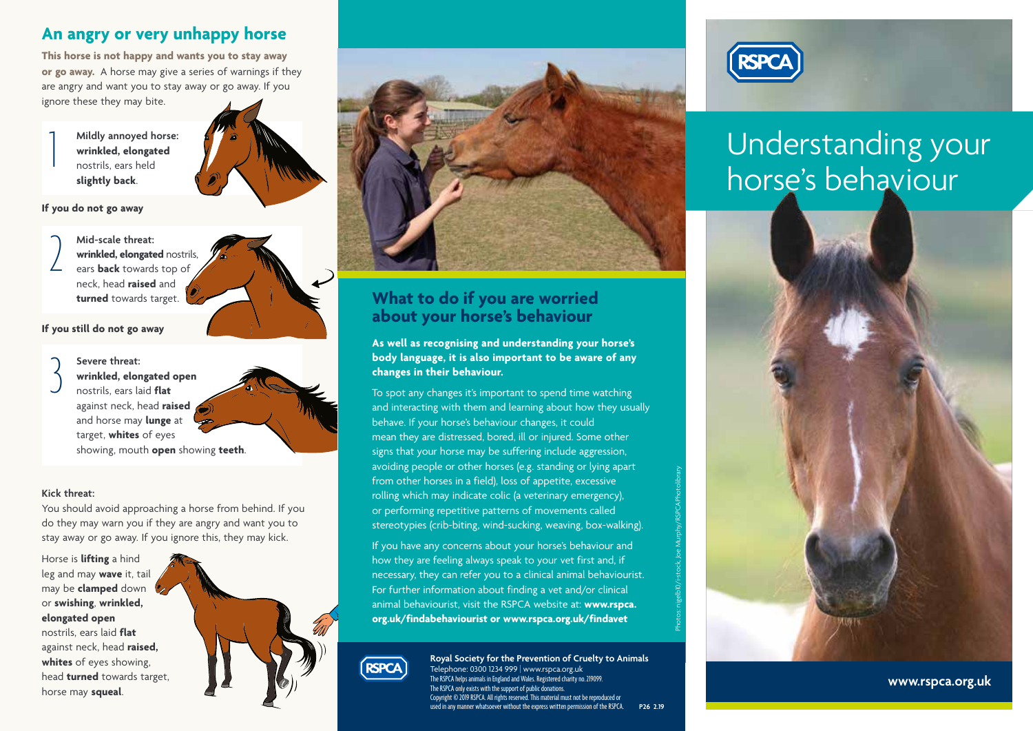## An angry or very unhappy horse

**This horse is not happy and wants you to stay away or go away.** A horse may give a series of warnings if they are angry and want you to stay away or go away. If you ignore these they may bite.

1. Mildly annoyed horse: **wrinkled, elongated** nostrils, ears held **slightly back**.

**If you do not go away**

2. Mid-scale threat: **wrinkled, elongated** nostrils, ears **back** towards top of neck, head **raised** and **turned** towards target.

**If you still do not go away**

3. Severe threat: **wrinkled, elongated open** nostrils, ears laid **flat** against neck, head **raised** and horse may **lunge** at target, **whites** of eyes showing, mouth **open** showing **teeth**.

**Kick threat:**

You should avoid approaching a horse from behind. If you do they may warn you if they are angry and want you to stay away or go away. If you ignore this, they may kick.

Horse is **lifting** a hind leg and may **wave** it, tail may be **clamped** down or **swishing**, **wrinkled, elongated open** nostrils, ears laid **flat** against neck, head **raised, whites** of eyes showing, head **turned** towards target, horse may **squeal**.

## What to do if you are worried about your horse's behaviour

**As well as recognising and understanding your horse's body language, it is also important to be aware of any changes in their behaviour.**

To spot any changes it's important to spend time watching and interacting with them and learning about how they usually behave. If your horse's behaviour changes, it could mean they are distressed, bored, ill or injured. Some other signs that your horse may be suffering include aggression, avoiding people or other horses (e.g. standing or lying apart from other horses in a field), loss of appetite, excessive rolling which may indicate colic (a veterinary emergency), or performing repetitive patterns of movements called stereotypies (crib-biting, wind-sucking, weaving, box-walking).

If you have any concerns about your horse's behaviour and how they are feeling always speak to your vet first and, if necessary, they can refer you to a clinical animal behaviourist. For further information about finding a vet and/or clinical animal behaviourist, visit the RSPCA website at: **www.rspca.org.uk/findabehaviourist or www.rspca.org.uk/findavet**

Photos: nigelb10/i-stock, Joe Murphy/RSPCA Photolibrary

RSPCA

**Royal Society for the Prevention of Cruelty to Animals**
Telephone: 0300 1234 999 | www.rspca.org.uk
The RSPCA helps animals in England and Wales. Registered charity no. 219099.
The RSPCA only exists with the support of public donations.
Copyright © 2019 RSPCA. All rights reserved. This material must not be reproduced or used in any manner whatsoever without the express written permission of the RSPCA. **P26 2.19**

RSPCA

# Understanding your horse's behaviour

**www.rspca.org.uk**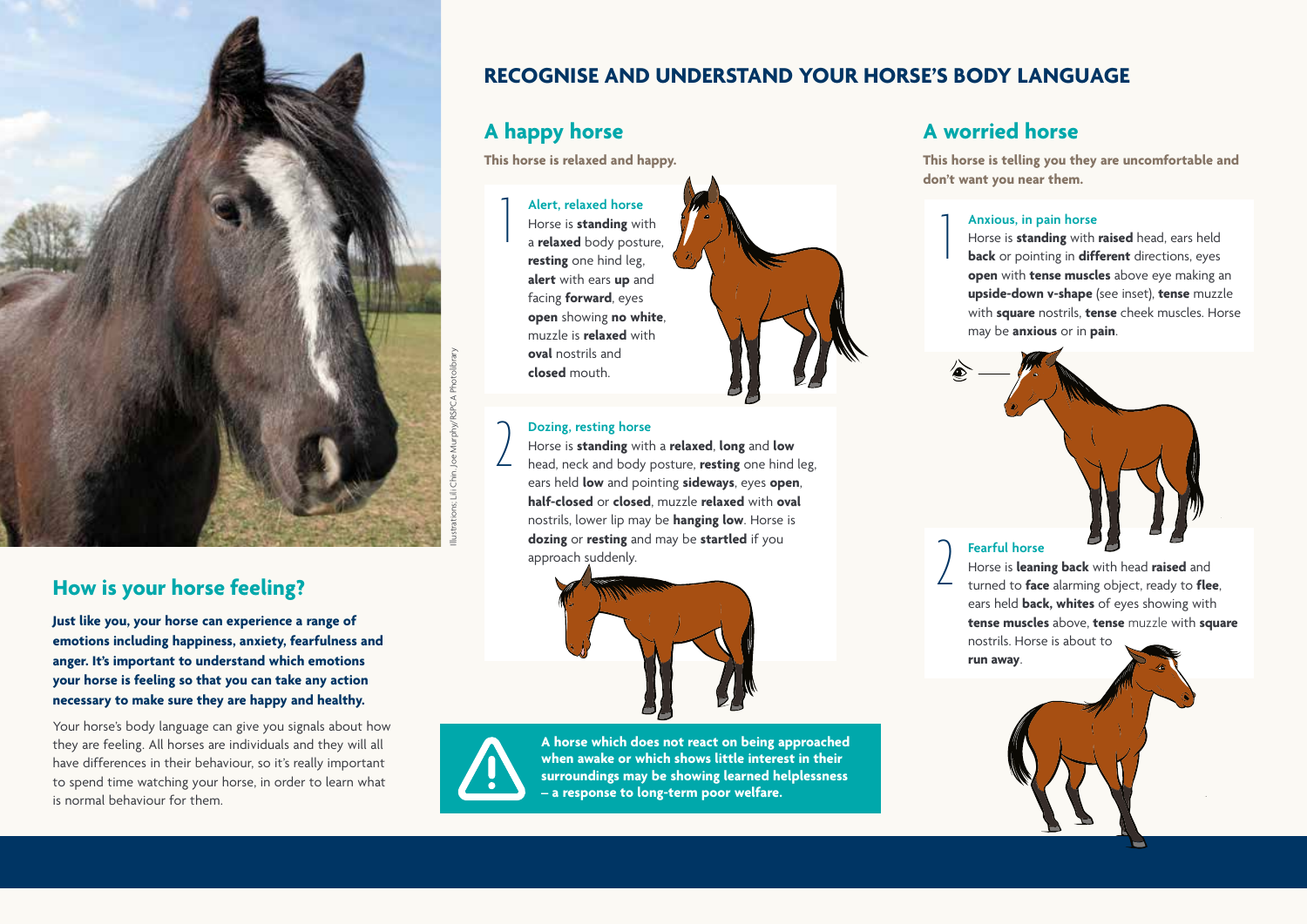## How is your horse feeling?

**Just like you, your horse can experience a range of emotions including happiness, anxiety, fearfulness and anger. It's important to understand which emotions your horse is feeling so that you can take any action necessary to make sure they are happy and healthy.**

Your horse's body language can give you signals about how they are feeling. All horses are individuals and they will all have differences in their behaviour, so it's really important to spend time watching your horse, in order to learn what is normal behaviour for them.

Illustrations: Lili Chin. Joe Murphy/RSPCA Photolibrary

# RECOGNISE AND UNDERSTAND YOUR HORSE'S BODY LANGUAGE

## A happy horse

**This horse is relaxed and happy.**

### 1 Alert, relaxed horse

Horse is **standing** with a **relaxed** body posture, **resting** one hind leg, **alert** with ears **up** and facing **forward**, eyes **open** showing **no white**, muzzle is **relaxed** with **oval** nostrils and **closed** mouth.

### 2 Dozing, resting horse

Horse is **standing** with a **relaxed**, **long** and **low** head, neck and body posture, **resting** one hind leg, ears held **low** and pointing **sideways**, eyes **open**, **half-closed** or **closed**, muzzle **relaxed** with **oval** nostrils, lower lip may be **hanging low**. Horse is **dozing** or **resting** and may be **startled** if you approach suddenly.

**A horse which does not react on being approached when awake or which shows little interest in their surroundings may be showing learned helplessness – a response to long-term poor welfare.**

## A worried horse

**This horse is telling you they are uncomfortable and don't want you near them.**

### 1 Anxious, in pain horse

Horse is **standing** with **raised** head, ears held **back** or pointing in **different** directions, eyes **open** with **tense muscles** above eye making an **upside-down v-shape** (see inset), **tense** muzzle with **square** nostrils, **tense** cheek muscles. Horse may be **anxious** or in **pain**.

### 2 Fearful horse

Horse is **leaning back** with head **raised** and turned to **face** alarming object, ready to **flee**, ears held **back, whites** of eyes showing with **tense muscles** above, **tense** muzzle with **square** nostrils. Horse is about to **run away**.